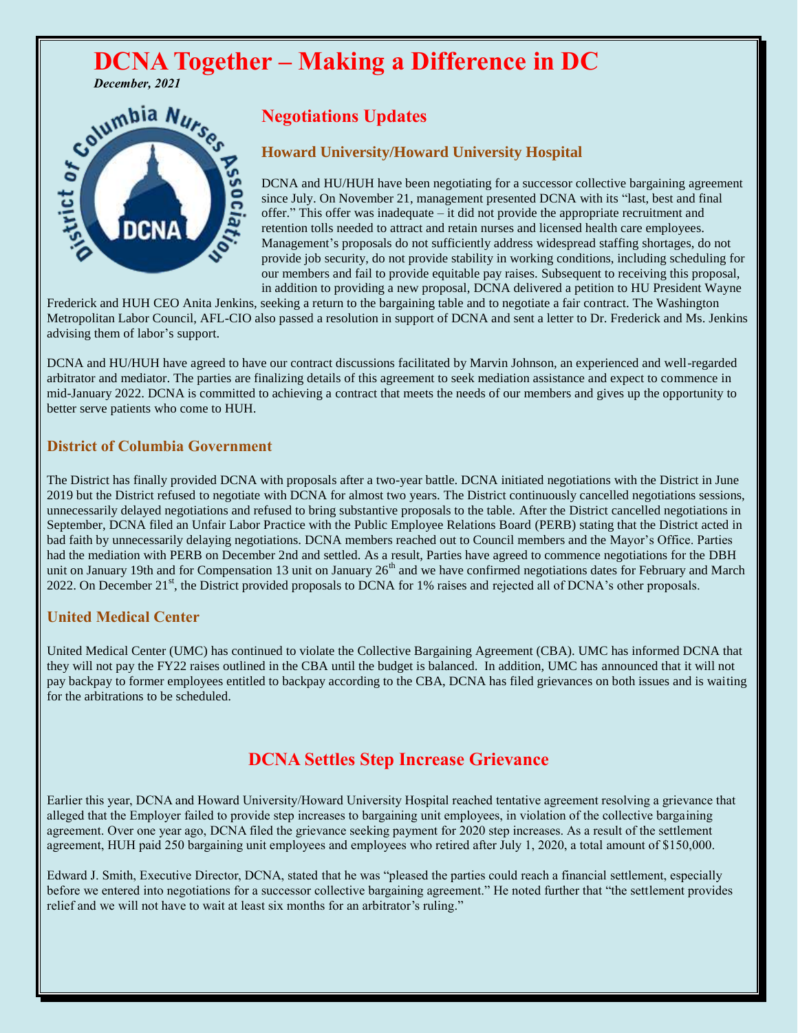# DCNA Together – Making a Difference in DC

***December, 2021***

## Negotiations Updates

### Howard University/Howard University Hospital

DCNA and HU/HUH have been negotiating for a successor collective bargaining agreement since July. On November 21, management presented DCNA with its "last, best and final offer." This offer was inadequate – it did not provide the appropriate recruitment and retention tolls needed to attract and retain nurses and licensed health care employees. Management's proposals do not sufficiently address widespread staffing shortages, do not provide job security, do not provide stability in working conditions, including scheduling for our members and fail to provide equitable pay raises. Subsequent to receiving this proposal, in addition to providing a new proposal, DCNA delivered a petition to HU President Wayne Frederick and HUH CEO Anita Jenkins, seeking a return to the bargaining table and to negotiate a fair contract. The Washington Metropolitan Labor Council, AFL-CIO also passed a resolution in support of DCNA and sent a letter to Dr. Frederick and Ms. Jenkins advising them of labor's support.

DCNA and HU/HUH have agreed to have our contract discussions facilitated by Marvin Johnson, an experienced and well-regarded arbitrator and mediator. The parties are finalizing details of this agreement to seek mediation assistance and expect to commence in mid-January 2022. DCNA is committed to achieving a contract that meets the needs of our members and gives up the opportunity to better serve patients who come to HUH.

### District of Columbia Government

The District has finally provided DCNA with proposals after a two-year battle. DCNA initiated negotiations with the District in June 2019 but the District refused to negotiate with DCNA for almost two years. The District continuously cancelled negotiations sessions, unnecessarily delayed negotiations and refused to bring substantive proposals to the table. After the District cancelled negotiations in September, DCNA filed an Unfair Labor Practice with the Public Employee Relations Board (PERB) stating that the District acted in bad faith by unnecessarily delaying negotiations. DCNA members reached out to Council members and the Mayor's Office. Parties had the mediation with PERB on December 2nd and settled. As a result, Parties have agreed to commence negotiations for the DBH unit on January 19th and for Compensation 13 unit on January 26th and we have confirmed negotiations dates for February and March 2022. On December 21st, the District provided proposals to DCNA for 1% raises and rejected all of DCNA's other proposals.

### United Medical Center

United Medical Center (UMC) has continued to violate the Collective Bargaining Agreement (CBA). UMC has informed DCNA that they will not pay the FY22 raises outlined in the CBA until the budget is balanced. In addition, UMC has announced that it will not pay backpay to former employees entitled to backpay according to the CBA, DCNA has filed grievances on both issues and is waiting for the arbitrations to be scheduled.

## DCNA Settles Step Increase Grievance

Earlier this year, DCNA and Howard University/Howard University Hospital reached tentative agreement resolving a grievance that alleged that the Employer failed to provide step increases to bargaining unit employees, in violation of the collective bargaining agreement. Over one year ago, DCNA filed the grievance seeking payment for 2020 step increases. As a result of the settlement agreement, HUH paid 250 bargaining unit employees and employees who retired after July 1, 2020, a total amount of $150,000.

Edward J. Smith, Executive Director, DCNA, stated that he was "pleased the parties could reach a financial settlement, especially before we entered into negotiations for a successor collective bargaining agreement." He noted further that "the settlement provides relief and we will not have to wait at least six months for an arbitrator's ruling."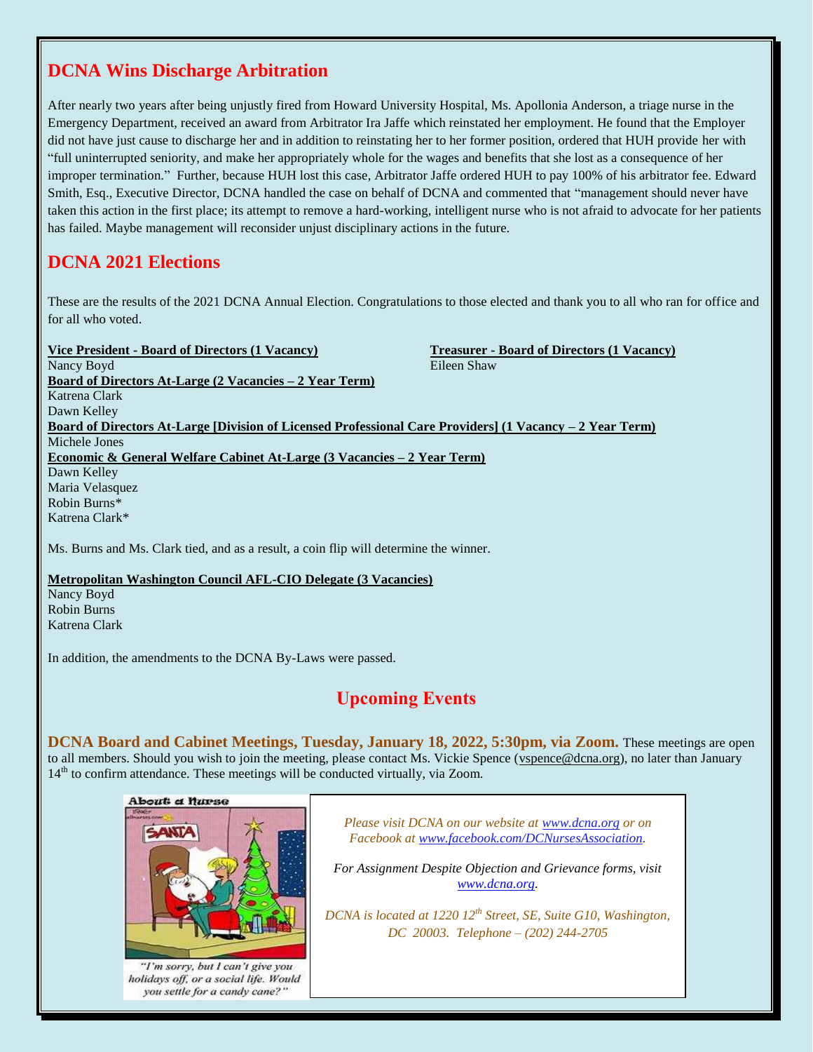## DCNA Wins Discharge Arbitration

After nearly two years after being unjustly fired from Howard University Hospital, Ms. Apollonia Anderson, a triage nurse in the Emergency Department, received an award from Arbitrator Ira Jaffe which reinstated her employment. He found that the Employer did not have just cause to discharge her and in addition to reinstating her to her former position, ordered that HUH provide her with "full uninterrupted seniority, and make her appropriately whole for the wages and benefits that she lost as a consequence of her improper termination." Further, because HUH lost this case, Arbitrator Jaffe ordered HUH to pay 100% of his arbitrator fee. Edward Smith, Esq., Executive Director, DCNA handled the case on behalf of DCNA and commented that "management should never have taken this action in the first place; its attempt to remove a hard-working, intelligent nurse who is not afraid to advocate for her patients has failed. Maybe management will reconsider unjust disciplinary actions in the future.

## DCNA 2021 Elections

These are the results of the 2021 DCNA Annual Election. Congratulations to those elected and thank you to all who ran for office and for all who voted.

**Vice President - Board of Directors (1 Vacancy)**
Nancy Boyd

**Treasurer - Board of Directors (1 Vacancy)**
Eileen Shaw

**Board of Directors At-Large (2 Vacancies – 2 Year Term)**
Katrena Clark
Dawn Kelley

**Board of Directors At-Large [Division of Licensed Professional Care Providers] (1 Vacancy – 2 Year Term)**
Michele Jones

**Economic & General Welfare Cabinet At-Large (3 Vacancies – 2 Year Term)**
Dawn Kelley
Maria Velasquez
Robin Burns*
Katrena Clark*

Ms. Burns and Ms. Clark tied, and as a result, a coin flip will determine the winner.

**Metropolitan Washington Council AFL-CIO Delegate (3 Vacancies)**
Nancy Boyd
Robin Burns
Katrena Clark

In addition, the amendments to the DCNA By-Laws were passed.

## Upcoming Events

**DCNA Board and Cabinet Meetings, Tuesday, January 18, 2022, 5:30pm, via Zoom.** These meetings are open to all members. Should you wish to join the meeting, please contact Ms. Vickie Spence (vspence@dcna.org), no later than January 14th to confirm attendance. These meetings will be conducted virtually, via Zoom.

About a Nurse

"I'm sorry, but I can't give you holidays off, or a social life. Would you settle for a candy cane?"

*Please visit DCNA on our website at www.dcna.org or on Facebook at www.facebook.com/DCNursesAssociation.*

*For Assignment Despite Objection and Grievance forms, visit www.dcna.org.*

*DCNA is located at 1220 12th Street, SE, Suite G10, Washington, DC 20003. Telephone – (202) 244-2705*